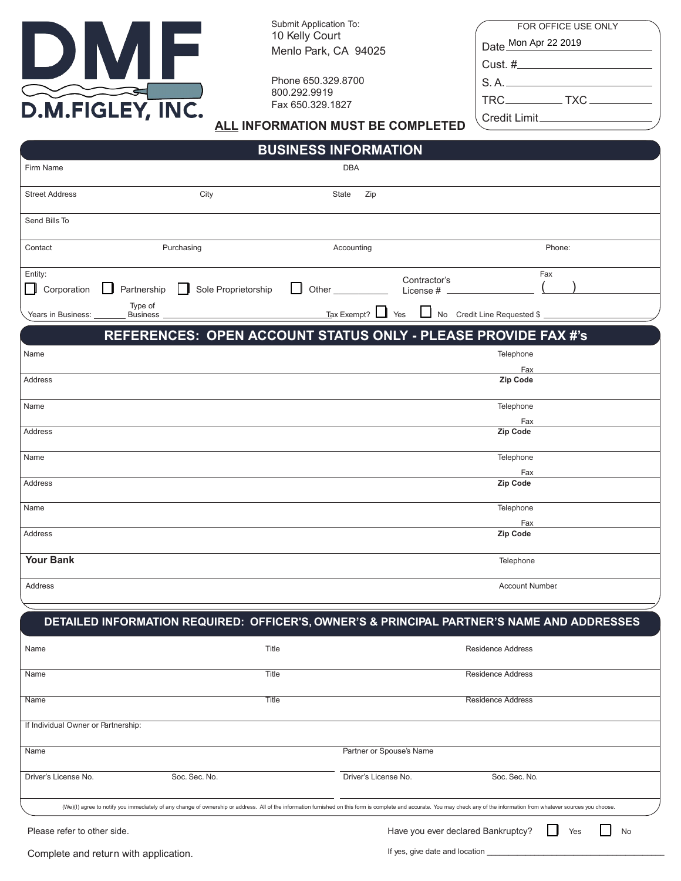# DMF

D.M.FIGLEY, INC.

Submit Application To:
10 Kelly Court
Menlo Park, CA 94025

Phone 650.329.8700
800.292.9919
Fax 650.329.1827

**ALL INFORMATION MUST BE COMPLETED**

| FOR OFFICE USE ONLY | |
|---|---|
| Date | Mon Apr 22 2019 |
| Cust. # | |
| S. A. | |
| TRC | TXC |
| Credit Limit | |

## BUSINESS INFORMATION

| | | | |
|---|---|---|---|
| Firm Name | | DBA | |
| Street Address | City | State Zip | |
| Send Bills To | | | |
| Contact | Purchasing | Accounting | Phone: |
| Entity: ☐ Corporation ☐ Partnership ☐ Sole Proprietorship ☐ Other ______ | | Contractor's License # ______ | Fax ( ) |
| Years in Business: ______ | Type of Business ______ | Tax Exempt? ☐ Yes ☐ No | Credit Line Requested $ ______ |

## REFERENCES: OPEN ACCOUNT STATUS ONLY - PLEASE PROVIDE FAX #'s

| | |
|---|---|
| Name | Telephone / Fax |
| Address | **Zip Code** |
| Name | Telephone / Fax |
| Address | **Zip Code** |
| Name | Telephone / Fax |
| Address | **Zip Code** |
| Name | Telephone / Fax |
| Address | **Zip Code** |
| **Your Bank** | Telephone |
| Address | Account Number |

## DETAILED INFORMATION REQUIRED: OFFICER'S, OWNER'S & PRINCIPAL PARTNER'S NAME AND ADDRESSES

| | | |
|---|---|---|
| Name | Title | Residence Address |
| Name | Title | Residence Address |
| Name | Title | Residence Address |

If Individual Owner or Partnership:

| | | | |
|---|---|---|---|
| Name | | Partner or Spouse's Name | |
| Driver's License No. | Soc. Sec. No. | Driver's License No. | Soc. Sec. No. |

(We)(I) agree to notify you immediately of any change of ownership or address. All of the information furnished on this form is complete and accurate. You may check any of the information from whatever sources you choose.

Please refer to other side.

Have you ever declared Bankruptcy? ☐ Yes ☐ No

Complete and return with application.

If yes, give date and location ______________________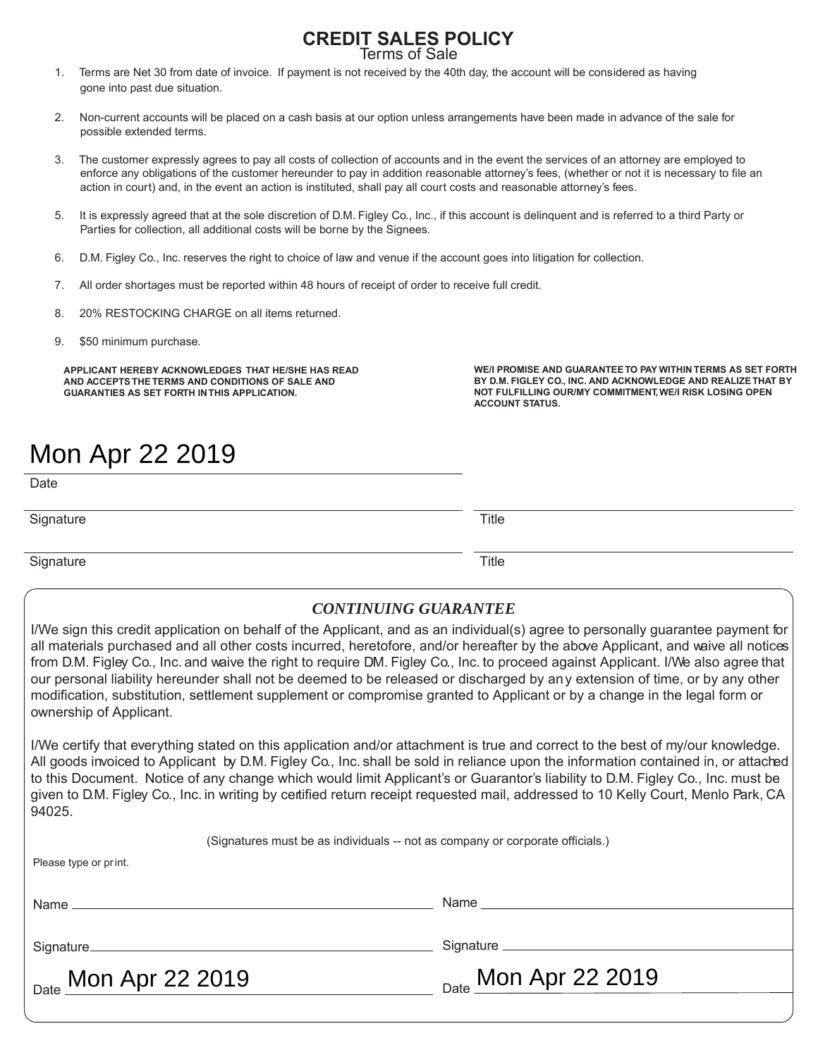# CREDIT SALES POLICY

## Terms of Sale

1. Terms are Net 30 from date of invoice. If payment is not received by the 40th day, the account will be considered as having gone into past due situation.

2. Non-current accounts will be placed on a cash basis at our option unless arrangements have been made in advance of the sale for possible extended terms.

3. The customer expressly agrees to pay all costs of collection of accounts and in the event the services of an attorney are employed to enforce any obligations of the customer hereunder to pay in addition reasonable attorney's fees, (whether or not it is necessary to file an action in court) and, in the event an action is instituted, shall pay all court costs and reasonable attorney's fees.

5. It is expressly agreed that at the sole discretion of D.M. Figley Co., Inc., if this account is delinquent and is referred to a third Party or Parties for collection, all additional costs will be borne by the Signees.

6. D.M. Figley Co., Inc. reserves the right to choice of law and venue if the account goes into litigation for collection.

7. All order shortages must be reported within 48 hours of receipt of order to receive full credit.

8. 20% RESTOCKING CHARGE on all items returned.

9. $50 minimum purchase.

**APPLICANT HEREBY ACKNOWLEDGES THAT HE/SHE HAS READ AND ACCEPTS THE TERMS AND CONDITIONS OF SALE AND GUARANTIES AS SET FORTH IN THIS APPLICATION.**

**WE/I PROMISE AND GUARANTEE TO PAY WITHIN TERMS AS SET FORTH BY D.M. FIGLEY CO., INC. AND ACKNOWLEDGE AND REALIZE THAT BY NOT FULFILLING OUR/MY COMMITMENT, WE/I RISK LOSING OPEN ACCOUNT STATUS.**

Mon Apr 22 2019

Date

Signature ____________________ Title ____________________

Signature ____________________ Title ____________________

### *CONTINUING GUARANTEE*

I/We sign this credit application on behalf of the Applicant, and as an individual(s) agree to personally guarantee payment for all materials purchased and all other costs incurred, heretofore, and/or hereafter by the above Applicant, and waive all notices from D.M. Figley Co., Inc. and waive the right to require DM. Figley Co., Inc. to proceed against Applicant. I/We also agree that our personal liability hereunder shall not be deemed to be released or discharged by any extension of time, or by any other modification, substitution, settlement supplement or compromise granted to Applicant or by a change in the legal form or ownership of Applicant.

I/We certify that everything stated on this application and/or attachment is true and correct to the best of my/our knowledge. All goods invoiced to Applicant by D.M. Figley Co., Inc. shall be sold in reliance upon the information contained in, or attached to this Document. Notice of any change which would limit Applicant's or Guarantor's liability to D.M. Figley Co., Inc. must be given to D.M. Figley Co., Inc. in writing by certified return receipt requested mail, addressed to 10 Kelly Court, Menlo Park, CA 94025.

(Signatures must be as individuals -- not as company or corporate officials.)

Please type or print.

Name ____________________ Name ____________________

Signature ____________________ Signature ____________________

Date Mon Apr 22 2019 Date Mon Apr 22 2019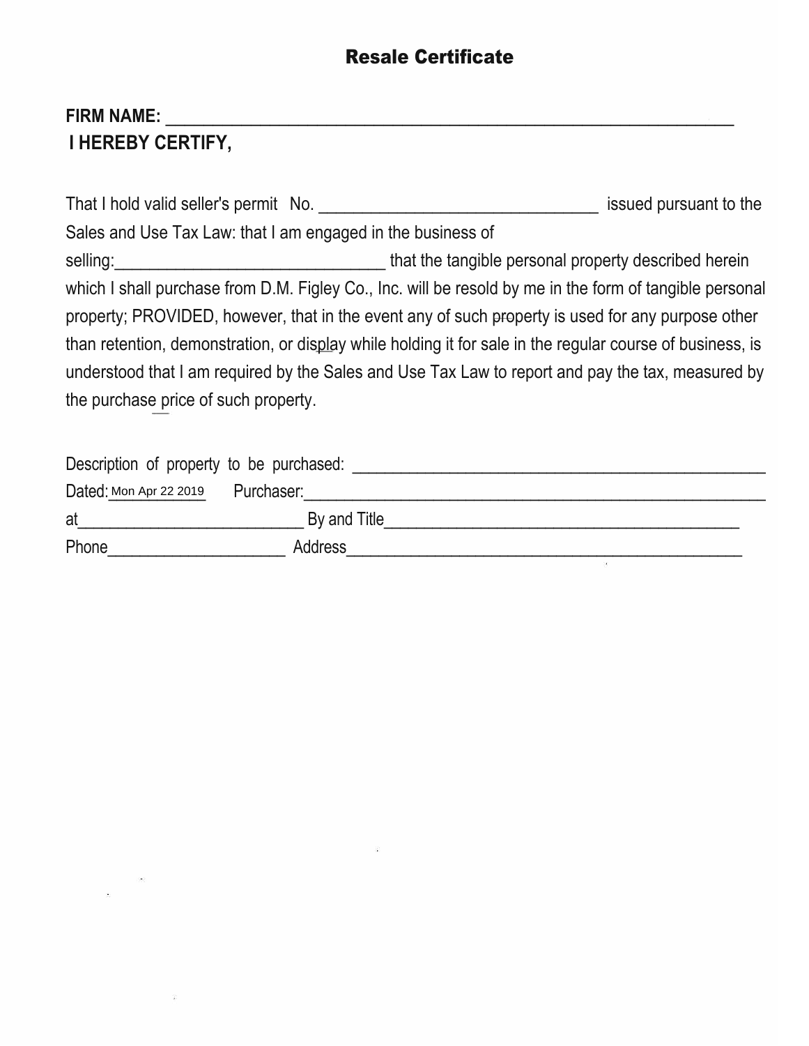# Resale Certificate

**FIRM NAME:** ____________________________________________________________

**I HEREBY CERTIFY,**

That I hold valid seller's permit No. ______________________________ issued pursuant to the Sales and Use Tax Law: that I am engaged in the business of selling:______________________________ that the tangible personal property described herein which I shall purchase from D.M. Figley Co., Inc. will be resold by me in the form of tangible personal property; PROVIDED, however, that in the event any of such property is used for any purpose other than retention, demonstration, or display while holding it for sale in the regular course of business, is understood that I am required by the Sales and Use Tax Law to report and pay the tax, measured by the purchase price of such property.

Description of property to be purchased: ____________________________________________

Dated: Mon Apr 22 2019 Purchaser:____________________________________________________

at__________________________ By and Title________________________________________

Phone____________________ Address____________________________________________